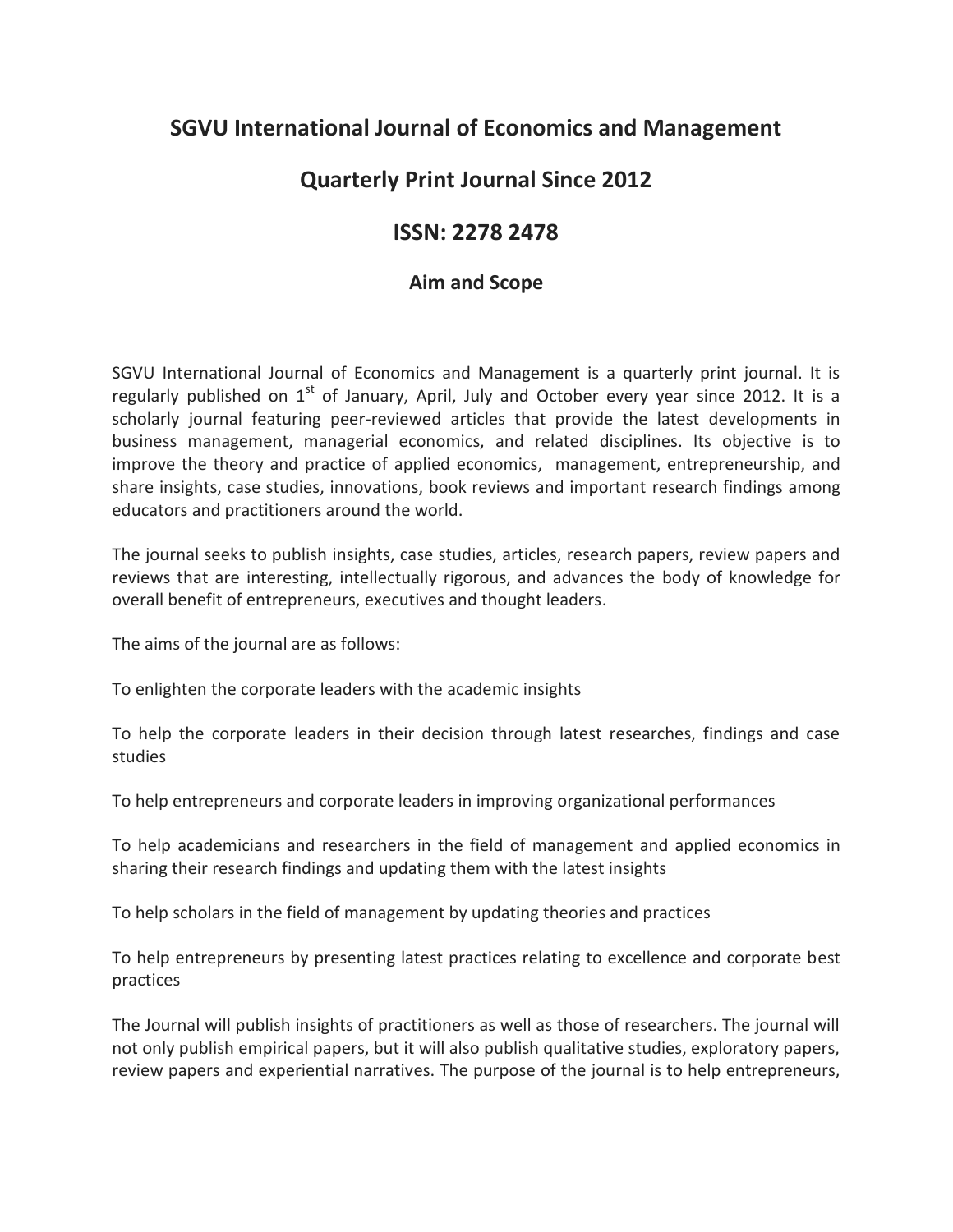# SGVU International Journal of Economics and Management

## Quarterly Print Journal Since 2012

## ISSN: 2278 2478

### Aim and Scope

SGVU International Journal of Economics and Management is a quarterly print journal. It is regularly published on 1st of January, April, July and October every year since 2012. It is a scholarly journal featuring peer-reviewed articles that provide the latest developments in business management, managerial economics, and related disciplines. Its objective is to improve the theory and practice of applied economics, management, entrepreneurship, and share insights, case studies, innovations, book reviews and important research findings among educators and practitioners around the world.

The journal seeks to publish insights, case studies, articles, research papers, review papers and reviews that are interesting, intellectually rigorous, and advances the body of knowledge for overall benefit of entrepreneurs, executives and thought leaders.

The aims of the journal are as follows:

To enlighten the corporate leaders with the academic insights

To help the corporate leaders in their decision through latest researches, findings and case studies

To help entrepreneurs and corporate leaders in improving organizational performances

To help academicians and researchers in the field of management and applied economics in sharing their research findings and updating them with the latest insights

To help scholars in the field of management by updating theories and practices

To help entrepreneurs by presenting latest practices relating to excellence and corporate best practices

The Journal will publish insights of practitioners as well as those of researchers. The journal will not only publish empirical papers, but it will also publish qualitative studies, exploratory papers, review papers and experiential narratives. The purpose of the journal is to help entrepreneurs,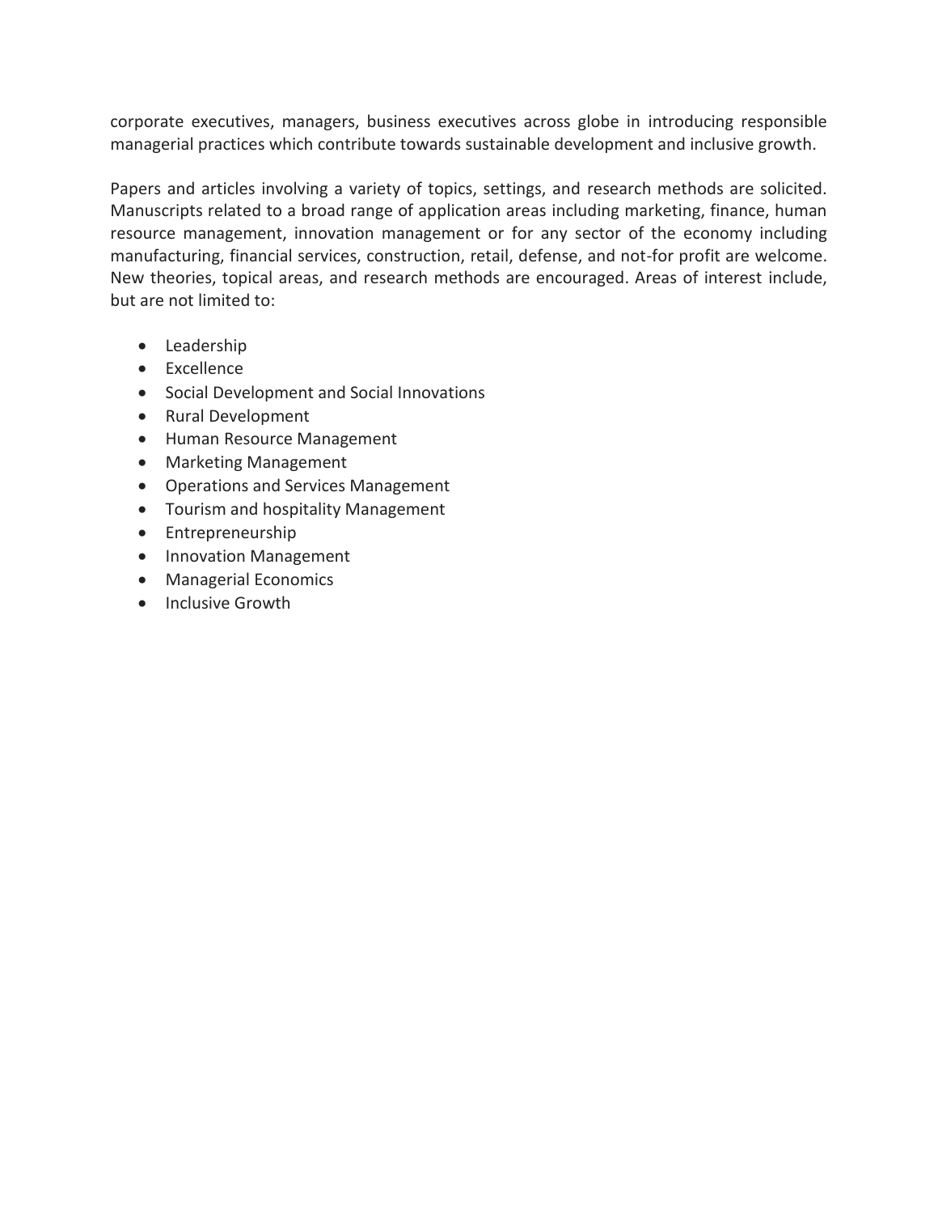corporate executives, managers, business executives across globe in introducing responsible managerial practices which contribute towards sustainable development and inclusive growth.

Papers and articles involving a variety of topics, settings, and research methods are solicited. Manuscripts related to a broad range of application areas including marketing, finance, human resource management, innovation management or for any sector of the economy including manufacturing, financial services, construction, retail, defense, and not-for profit are welcome. New theories, topical areas, and research methods are encouraged. Areas of interest include, but are not limited to:

- Leadership
- Excellence
- Social Development and Social Innovations
- Rural Development
- Human Resource Management
- Marketing Management
- Operations and Services Management
- Tourism and hospitality Management
- Entrepreneurship
- Innovation Management
- Managerial Economics
- Inclusive Growth